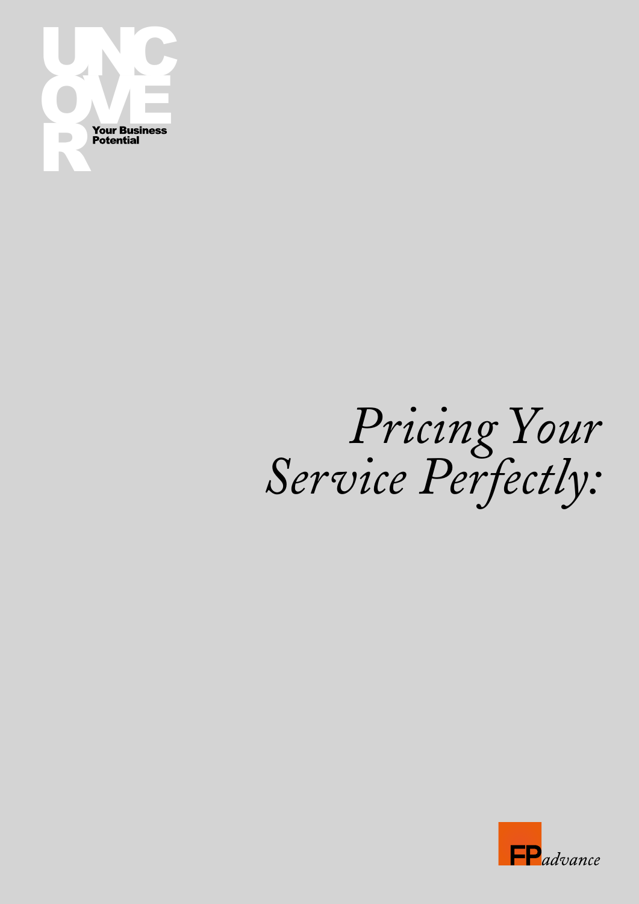UNCOVER

**Your Business Potential**

# *Pricing Your Service Perfectly:*

FP *advance*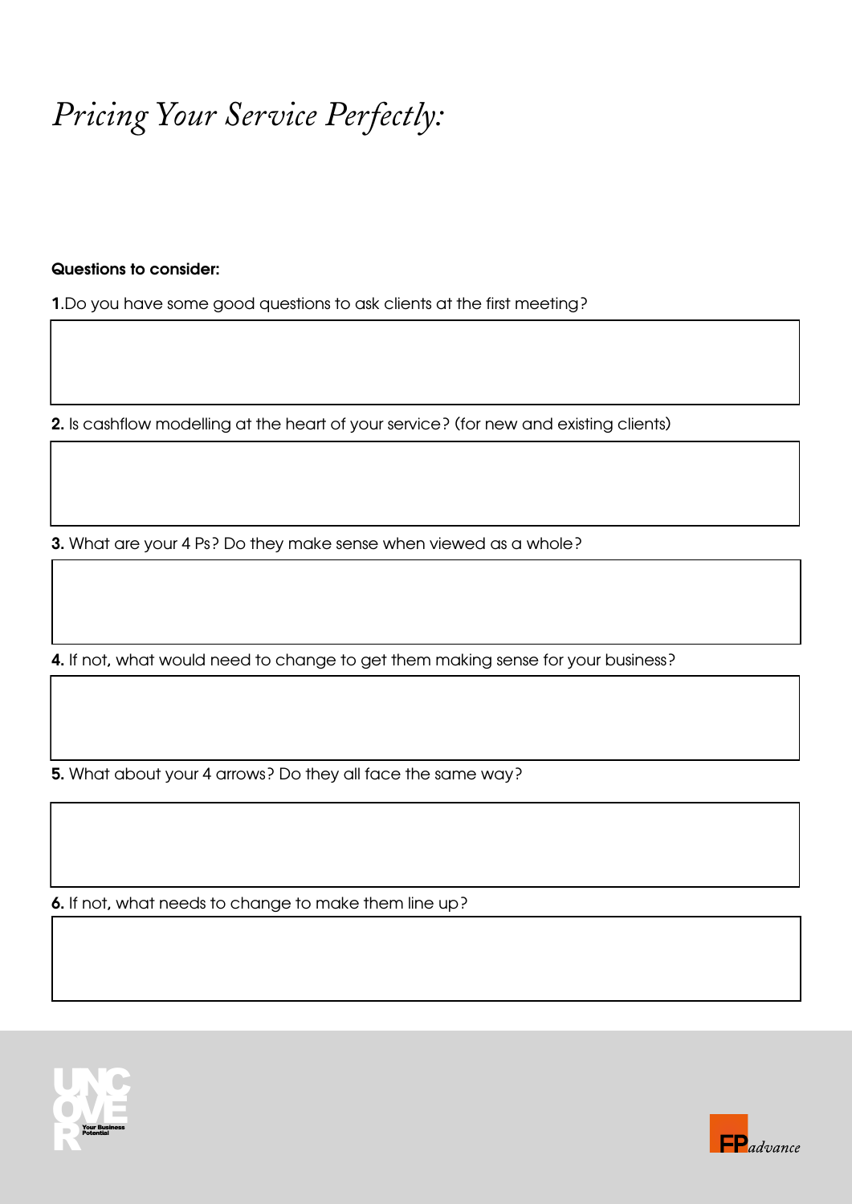# *Pricing Your Service Perfectly:*

**Questions to consider:**

**1**.Do you have some good questions to ask clients at the first meeting?

**2.** Is cashflow modelling at the heart of your service? (for new and existing clients)

**3.** What are your 4 Ps? Do they make sense when viewed as a whole?

**4.** If not, what would need to change to get them making sense for your business?

**5.** What about your 4 arrows? Do they all face the same way?

**6.** If not, what needs to change to make them line up?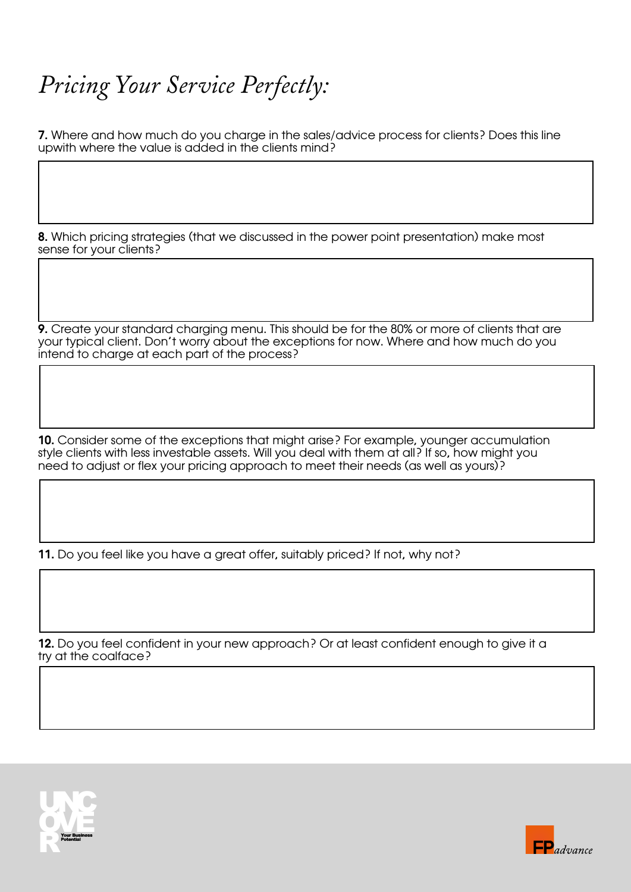# *Pricing Your Service Perfectly:*

**7.** Where and how much do you charge in the sales/advice process for clients? Does this line upwith where the value is added in the clients mind?

**8.** Which pricing strategies (that we discussed in the power point presentation) make most sense for your clients?

**9.** Create your standard charging menu. This should be for the 80% or more of clients that are your typical client. Don't worry about the exceptions for now. Where and how much do you intend to charge at each part of the process?

**10.** Consider some of the exceptions that might arise? For example, younger accumulation style clients with less investable assets. Will you deal with them at all? If so, how might you need to adjust or flex your pricing approach to meet their needs (as well as yours)?

**11.** Do you feel like you have a great offer, suitably priced? If not, why not?

**12.** Do you feel confident in your new approach? Or at least confident enough to give it a try at the coalface?